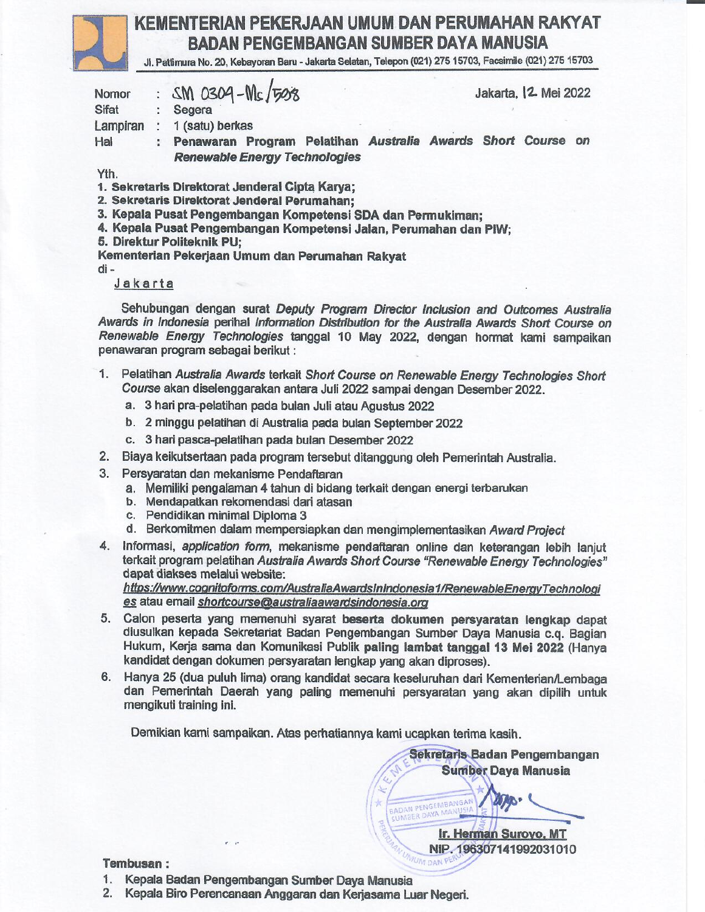# KEMENTERIAN PEKERJAAN UMUM DAN PERUMAHAN RAKYAT
## BADAN PENGEMBANGAN SUMBER DAYA MANUSIA

Jl. Pattimura No. 20, Kebayoran Baru - Jakarta Selatan, Telepon (021) 275 15703, Facsimile (021) 275 15703

Nomor : SM 0309-Mc/508
Sifat : Segera
Lampiran : 1 (satu) berkas
Hal : **Penawaran Program Pelatihan *Australia Awards Short Course on Renewable Energy Technologies***

Jakarta, 12 Mei 2022

Yth.
1. **Sekretaris Direktorat Jenderal Cipta Karya;**
2. **Sekretaris Direktorat Jenderal Perumahan;**
3. **Kepala Pusat Pengembangan Kompetensi SDA dan Permukiman;**
4. **Kepala Pusat Pengembangan Kompetensi Jalan, Perumahan dan PIW;**
5. **Direktur Politeknik PU;**

**Kementerian Pekerjaan Umum dan Perumahan Rakyat**
di -
Jakarta

Sehubungan dengan surat *Deputy Program Director Inclusion and Outcomes Australia Awards in Indonesia* perihal *Information Distribution for the Australia Awards Short Course on Renewable Energy Technologies* tanggal 10 May 2022, dengan hormat kami sampaikan penawaran program sebagai berikut :

1. Pelatihan *Australia Awards* terkait *Short Course on Renewable Energy Technologies Short Course* akan diselenggarakan antara Juli 2022 sampai dengan Desember 2022.
   a. 3 hari pra-pelatihan pada bulan Juli atau Agustus 2022
   b. 2 minggu pelatihan di Australia pada bulan September 2022
   c. 3 hari pasca-pelatihan pada bulan Desember 2022
2. Biaya keikutsertaan pada program tersebut ditanggung oleh Pemerintah Australia.
3. Persyaratan dan mekanisme Pendaftaran
   a. Memiliki pengalaman 4 tahun di bidang terkait dengan energi terbarukan
   b. Mendapatkan rekomendasi dari atasan
   c. Pendidikan minimal Diploma 3
   d. Berkomitmen dalam mempersiapkan dan mengimplementasikan *Award Project*
4. Informasi, *application form*, mekanisme pendaftaran online dan keterangan lebih lanjut terkait program pelatihan *Australia Awards Short Course "Renewable Energy Technologies"* dapat diakses melalui website: ***https://www.cognitoforms.com/AustraliaAwardsInIndonesia1/RenewableEnergyTechnologies*** atau email ***shortcourse@australiaawardsindonesia.org***
5. Calon peserta yang memenuhi syarat **beserta dokumen persyaratan lengkap** dapat diusulkan kepada Sekretariat Badan Pengembangan Sumber Daya Manusia c.q. Bagian Hukum, Kerja sama dan Komunikasi Publik **paling lambat tanggal 13 Mei 2022** (Hanya kandidat dengan dokumen persyaratan lengkap yang akan diproses).
6. Hanya 25 (dua puluh lima) orang kandidat secara keseluruhan dari Kementerian/Lembaga dan Pemerintah Daerah yang paling memenuhi persyaratan yang akan dipilih untuk mengikuti training ini.

Demikian kami sampaikan. Atas perhatiannya kami ucapkan terima kasih.

**Sekretaris Badan Pengembangan Sumber Daya Manusia**

**Ir. Herman Suroyo, MT**
**NIP. 196307141992031010**

**Tembusan :**
1. Kepala Badan Pengembangan Sumber Daya Manusia
2. Kepala Biro Perencanaan Anggaran dan Kerjasama Luar Negeri.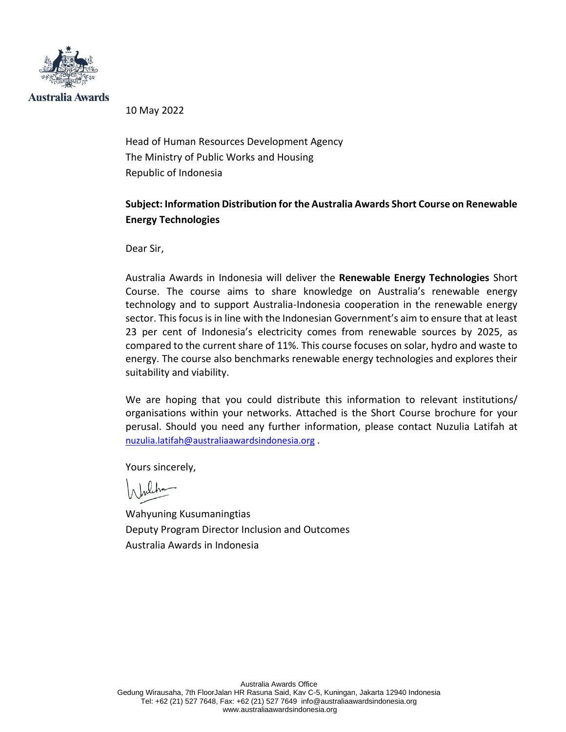Australia Awards

10 May 2022

Head of Human Resources Development Agency
The Ministry of Public Works and Housing
Republic of Indonesia

**Subject: Information Distribution for the Australia Awards Short Course on Renewable Energy Technologies**

Dear Sir,

Australia Awards in Indonesia will deliver the **Renewable Energy Technologies** Short Course. The course aims to share knowledge on Australia's renewable energy technology and to support Australia-Indonesia cooperation in the renewable energy sector. This focus is in line with the Indonesian Government's aim to ensure that at least 23 per cent of Indonesia's electricity comes from renewable sources by 2025, as compared to the current share of 11%. This course focuses on solar, hydro and waste to energy. The course also benchmarks renewable energy technologies and explores their suitability and viability.

We are hoping that you could distribute this information to relevant institutions/ organisations within your networks. Attached is the Short Course brochure for your perusal. Should you need any further information, please contact Nuzulia Latifah at nuzulia.latifah@australiaawardsindonesia.org .

Yours sincerely,

Wahyuning Kusumaningtias
Deputy Program Director Inclusion and Outcomes
Australia Awards in Indonesia

Australia Awards Office
Gedung Wirausaha, 7th FloorJalan HR Rasuna Said, Kav C-5, Kuningan, Jakarta 12940 Indonesia
Tel: +62 (21) 527 7648, Fax: +62 (21) 527 7649 info@australiaawardsindonesia.org
www.australiaawardsindonesia.org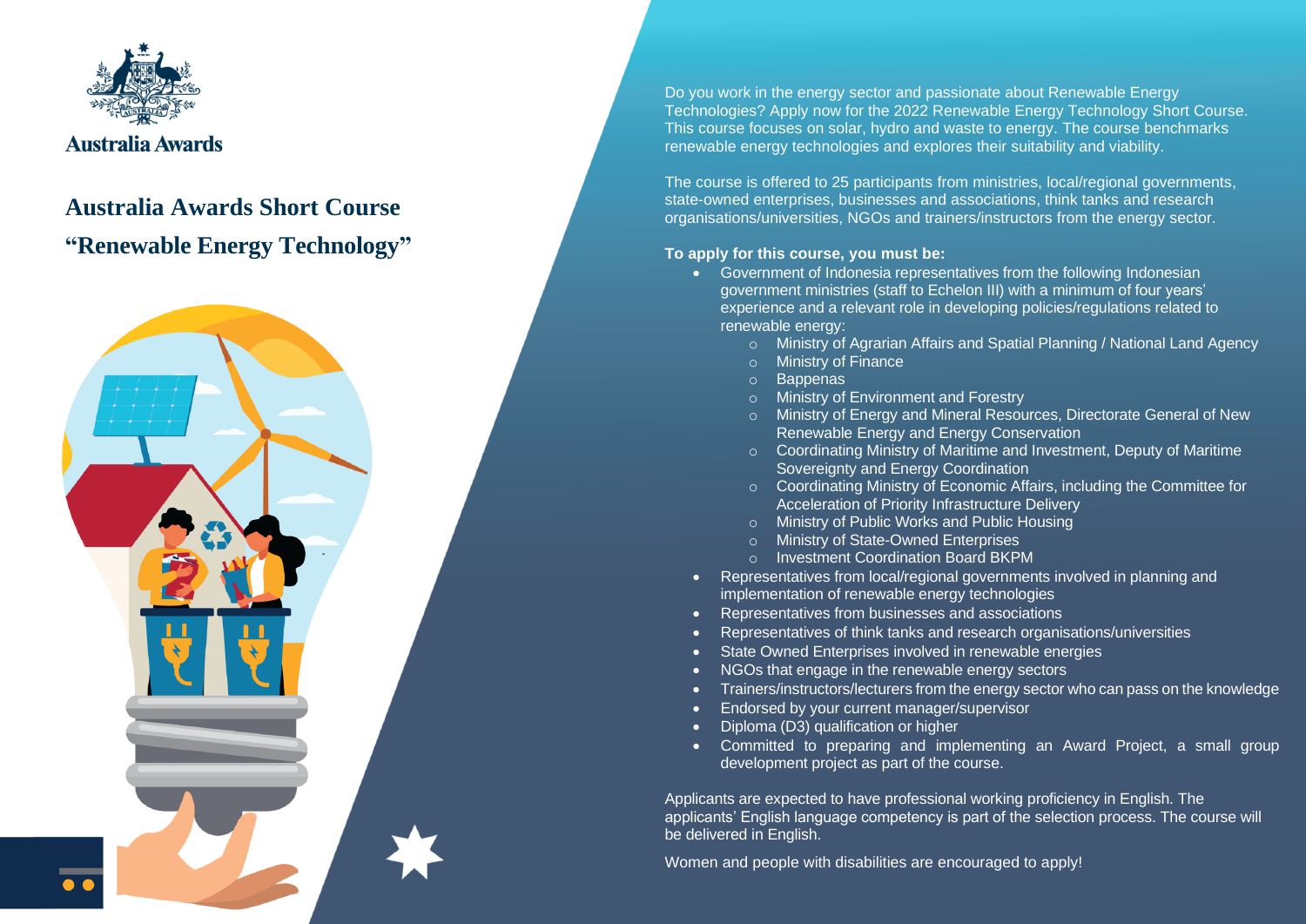Australia Awards

# Australia Awards Short Course

# "Renewable Energy Technology"

Do you work in the energy sector and passionate about Renewable Energy Technologies? Apply now for the 2022 Renewable Energy Technology Short Course. This course focuses on solar, hydro and waste to energy. The course benchmarks renewable energy technologies and explores their suitability and viability.

The course is offered to 25 participants from ministries, local/regional governments, state-owned enterprises, businesses and associations, think tanks and research organisations/universities, NGOs and trainers/instructors from the energy sector.

**To apply for this course, you must be:**

- Government of Indonesia representatives from the following Indonesian government ministries (staff to Echelon III) with a minimum of four years' experience and a relevant role in developing policies/regulations related to renewable energy:
  - Ministry of Agrarian Affairs and Spatial Planning / National Land Agency
  - Ministry of Finance
  - Bappenas
  - Ministry of Environment and Forestry
  - Ministry of Energy and Mineral Resources, Directorate General of New Renewable Energy and Energy Conservation
  - Coordinating Ministry of Maritime and Investment, Deputy of Maritime Sovereignty and Energy Coordination
  - Coordinating Ministry of Economic Affairs, including the Committee for Acceleration of Priority Infrastructure Delivery
  - Ministry of Public Works and Public Housing
  - Ministry of State-Owned Enterprises
  - Investment Coordination Board BKPM
- Representatives from local/regional governments involved in planning and implementation of renewable energy technologies
- Representatives from businesses and associations
- Representatives of think tanks and research organisations/universities
- State Owned Enterprises involved in renewable energies
- NGOs that engage in the renewable energy sectors
- Trainers/instructors/lecturers from the energy sector who can pass on the knowledge
- Endorsed by your current manager/supervisor
- Diploma (D3) qualification or higher
- Committed to preparing and implementing an Award Project, a small group development project as part of the course.

Applicants are expected to have professional working proficiency in English. The applicants' English language competency is part of the selection process. The course will be delivered in English.

Women and people with disabilities are encouraged to apply!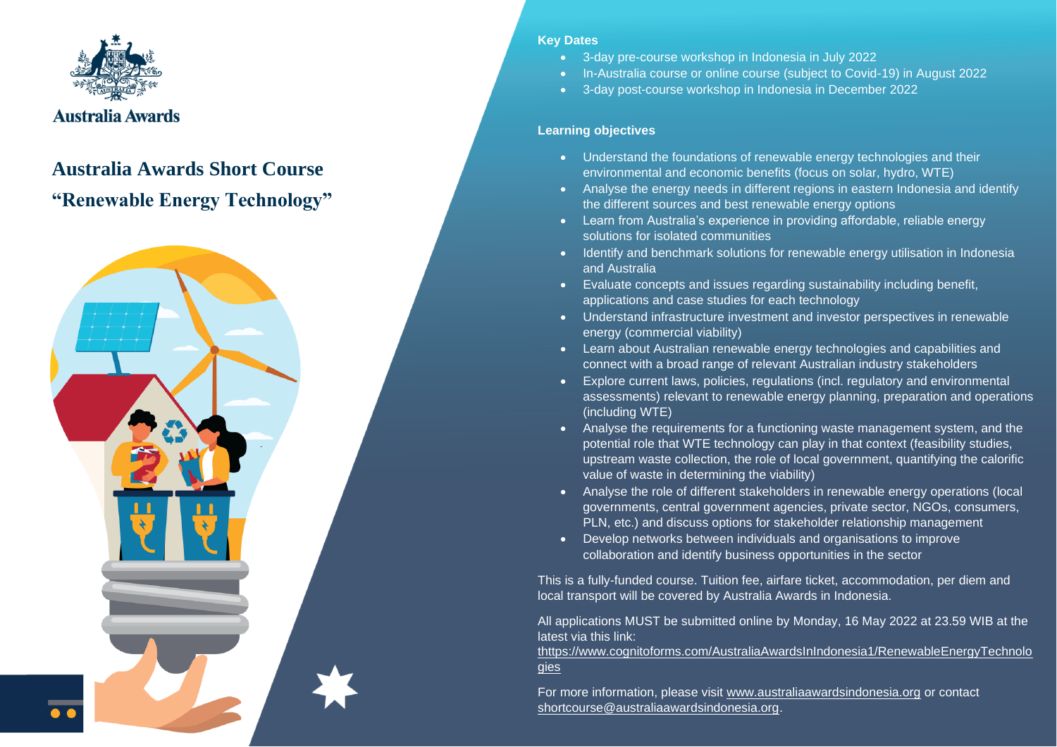Australia Awards

# Australia Awards Short Course

# "Renewable Energy Technology"

**Key Dates**

- 3-day pre-course workshop in Indonesia in July 2022
- In-Australia course or online course (subject to Covid-19) in August 2022
- 3-day post-course workshop in Indonesia in December 2022

**Learning objectives**

- Understand the foundations of renewable energy technologies and their environmental and economic benefits (focus on solar, hydro, WTE)
- Analyse the energy needs in different regions in eastern Indonesia and identify the different sources and best renewable energy options
- Learn from Australia's experience in providing affordable, reliable energy solutions for isolated communities
- Identify and benchmark solutions for renewable energy utilisation in Indonesia and Australia
- Evaluate concepts and issues regarding sustainability including benefit, applications and case studies for each technology
- Understand infrastructure investment and investor perspectives in renewable energy (commercial viability)
- Learn about Australian renewable energy technologies and capabilities and connect with a broad range of relevant Australian industry stakeholders
- Explore current laws, policies, regulations (incl. regulatory and environmental assessments) relevant to renewable energy planning, preparation and operations (including WTE)
- Analyse the requirements for a functioning waste management system, and the potential role that WTE technology can play in that context (feasibility studies, upstream waste collection, the role of local government, quantifying the calorific value of waste in determining the viability)
- Analyse the role of different stakeholders in renewable energy operations (local governments, central government agencies, private sector, NGOs, consumers, PLN, etc.) and discuss options for stakeholder relationship management
- Develop networks between individuals and organisations to improve collaboration and identify business opportunities in the sector

This is a fully-funded course. Tuition fee, airfare ticket, accommodation, per diem and local transport will be covered by Australia Awards in Indonesia.

All applications MUST be submitted online by Monday, 16 May 2022 at 23.59 WIB at the latest via this link:
thttps://www.cognitoforms.com/AustraliaAwardsInIndonesia1/RenewableEnergyTechnologies

For more information, please visit www.australiaawardsindonesia.org or contact shortcourse@australiaawardsindonesia.org.